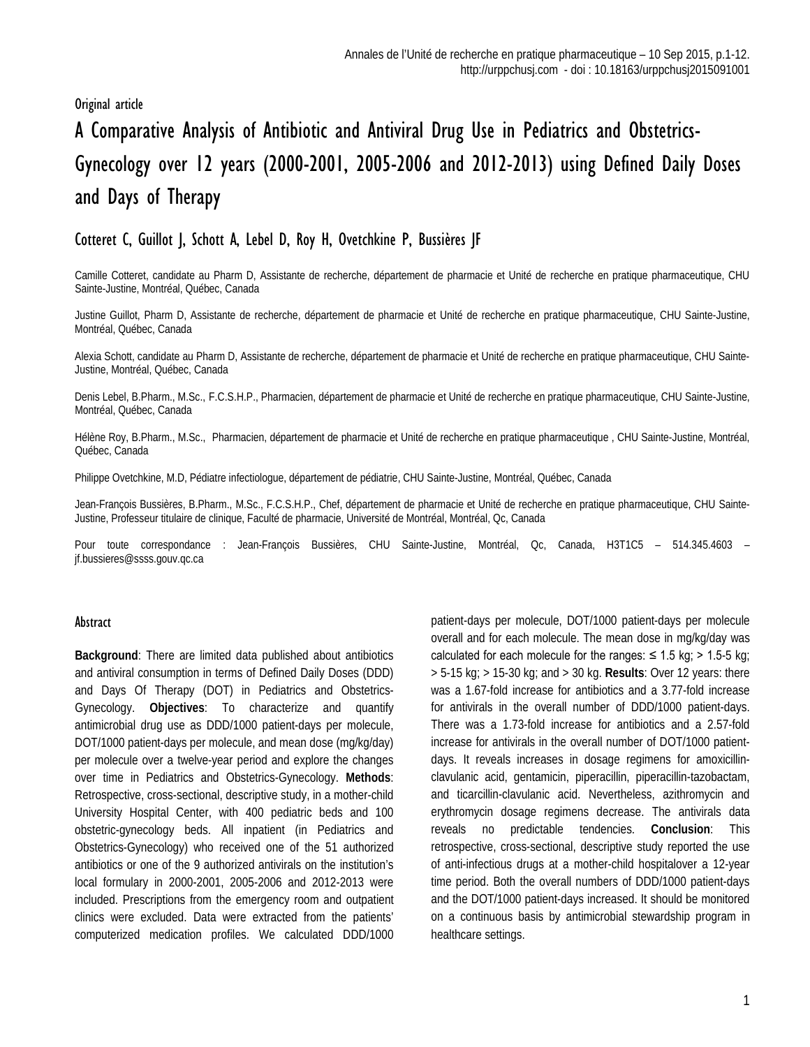Original article

# A Comparative Analysis of Antibiotic and Antiviral Drug Use in Pediatrics and Obstetrics-Gynecology over 12 years (2000-2001, 2005-2006 and 2012-2013) using Defined Daily Doses and Days of Therapy

## Cotteret C, Guillot J, Schott A, Lebel D, Roy H, Ovetchkine P, Bussières JF

Camille Cotteret, candidate au Pharm D, Assistante de recherche, département de pharmacie et Unité de recherche en pratique pharmaceutique, CHU Sainte-Justine, Montréal, Québec, Canada

Justine Guillot, Pharm D, Assistante de recherche, département de pharmacie et Unité de recherche en pratique pharmaceutique, CHU Sainte-Justine, Montréal, Québec, Canada

Alexia Schott, candidate au Pharm D, Assistante de recherche, département de pharmacie et Unité de recherche en pratique pharmaceutique, CHU Sainte-Justine, Montréal, Québec, Canada

Denis Lebel, B.Pharm., M.Sc., F.C.S.H.P., Pharmacien, département de pharmacie et Unité de recherche en pratique pharmaceutique, CHU Sainte-Justine, Montréal, Québec, Canada

Hélène Roy, B.Pharm., M.Sc., Pharmacien, département de pharmacie et Unité de recherche en pratique pharmaceutique , CHU Sainte-Justine, Montréal, Québec, Canada

Philippe Ovetchkine, M.D, Pédiatre infectiologue, département de pédiatrie, CHU Sainte-Justine, Montréal, Québec, Canada

Jean-François Bussières, B.Pharm., M.Sc., F.C.S.H.P., Chef, département de pharmacie et Unité de recherche en pratique pharmaceutique, CHU Sainte-Justine, Professeur titulaire de clinique, Faculté de pharmacie, Université de Montréal, Montréal, Qc, Canada

Pour toute correspondance : Jean-François Bussières, CHU Sainte-Justine, Montréal, Qc, Canada, H3T1C5 – 514.345.4603 – jf.bussieres@ssss.gouv.qc.ca

### Abstract

**Background**: There are limited data published about antibiotics and antiviral consumption in terms of Defined Daily Doses (DDD) and Days Of Therapy (DOT) in Pediatrics and Obstetrics-Gynecology. **Objectives**: To characterize and quantify antimicrobial drug use as DDD/1000 patient-days per molecule, DOT/1000 patient-days per molecule, and mean dose (mg/kg/day) per molecule over a twelve-year period and explore the changes over time in Pediatrics and Obstetrics-Gynecology. **Methods**: Retrospective, cross-sectional, descriptive study, in a mother-child University Hospital Center, with 400 pediatric beds and 100 obstetric-gynecology beds. All inpatient (in Pediatrics and Obstetrics-Gynecology) who received one of the 51 authorized antibiotics or one of the 9 authorized antivirals on the institution's local formulary in 2000-2001, 2005-2006 and 2012-2013 were included. Prescriptions from the emergency room and outpatient clinics were excluded. Data were extracted from the patients' computerized medication profiles. We calculated DDD/1000 patient-days per molecule, DOT/1000 patient-days per molecule overall and for each molecule. The mean dose in mg/kg/day was calculated for each molecule for the ranges: ≤ 1.5 kg; > 1.5-5 kg; > 5-15 kg; > 15-30 kg; and > 30 kg. **Results**: Over 12 years: there was a 1.67-fold increase for antibiotics and a 3.77-fold increase for antivirals in the overall number of DDD/1000 patient-days. There was a 1.73-fold increase for antibiotics and a 2.57-fold increase for antivirals in the overall number of DOT/1000 patient-days. It reveals increases in dosage regimens for amoxicillin-clavulanic acid, gentamicin, piperacillin, piperacillin-tazobactam, and ticarcillin-clavulanic acid. Nevertheless, azithromycin and erythromycin dosage regimens decrease. The antivirals data reveals no predictable tendencies. **Conclusion**: This retrospective, cross-sectional, descriptive study reported the use of anti-infectious drugs at a mother-child hospitalover a 12-year time period. Both the overall numbers of DDD/1000 patient-days and the DOT/1000 patient-days increased. It should be monitored on a continuous basis by antimicrobial stewardship program in healthcare settings.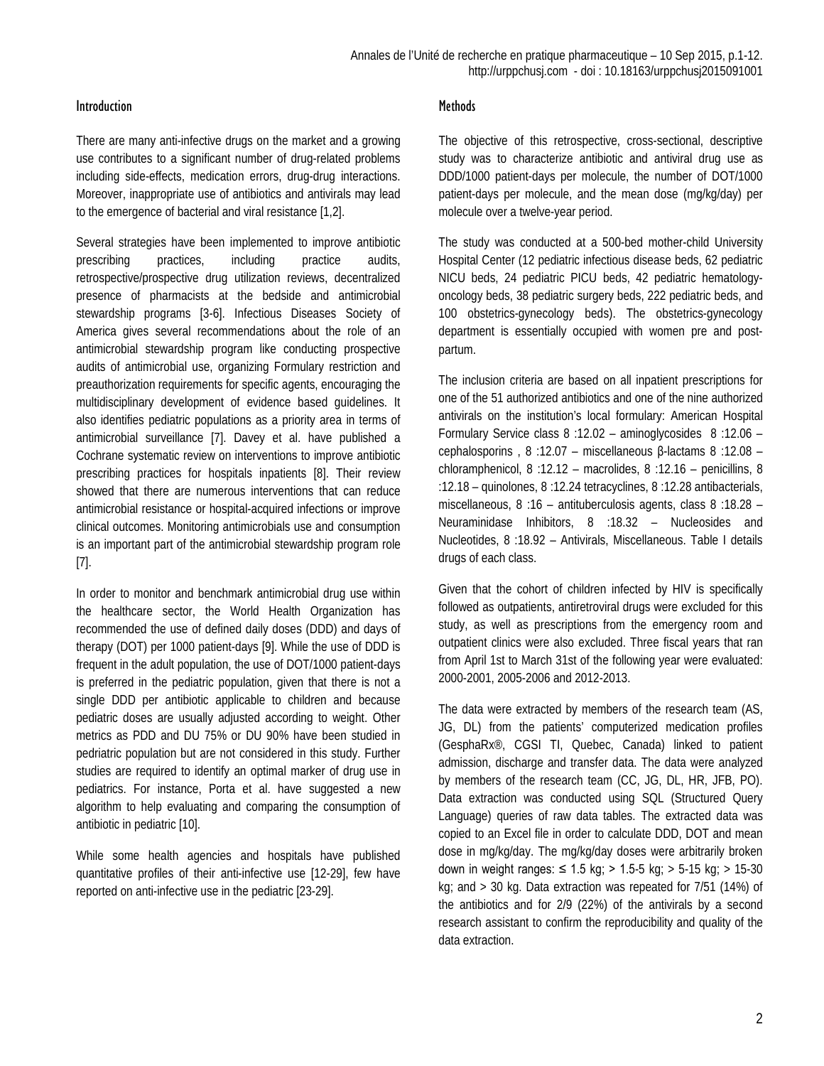## Introduction

There are many anti-infective drugs on the market and a growing use contributes to a significant number of drug-related problems including side-effects, medication errors, drug-drug interactions. Moreover, inappropriate use of antibiotics and antivirals may lead to the emergence of bacterial and viral resistance [1,2].

Several strategies have been implemented to improve antibiotic prescribing practices, including practice audits, retrospective/prospective drug utilization reviews, decentralized presence of pharmacists at the bedside and antimicrobial stewardship programs [3-6]. Infectious Diseases Society of America gives several recommendations about the role of an antimicrobial stewardship program like conducting prospective audits of antimicrobial use, organizing Formulary restriction and preauthorization requirements for specific agents, encouraging the multidisciplinary development of evidence based guidelines. It also identifies pediatric populations as a priority area in terms of antimicrobial surveillance [7]. Davey et al. have published a Cochrane systematic review on interventions to improve antibiotic prescribing practices for hospitals inpatients [8]. Their review showed that there are numerous interventions that can reduce antimicrobial resistance or hospital-acquired infections or improve clinical outcomes. Monitoring antimicrobials use and consumption is an important part of the antimicrobial stewardship program role [7].

In order to monitor and benchmark antimicrobial drug use within the healthcare sector, the World Health Organization has recommended the use of defined daily doses (DDD) and days of therapy (DOT) per 1000 patient-days [9]. While the use of DDD is frequent in the adult population, the use of DOT/1000 patient-days is preferred in the pediatric population, given that there is not a single DDD per antibiotic applicable to children and because pediatric doses are usually adjusted according to weight. Other metrics as PDD and DU 75% or DU 90% have been studied in pedriatric population but are not considered in this study. Further studies are required to identify an optimal marker of drug use in pediatrics. For instance, Porta et al. have suggested a new algorithm to help evaluating and comparing the consumption of antibiotic in pediatric [10].

While some health agencies and hospitals have published quantitative profiles of their anti-infective use [12-29], few have reported on anti-infective use in the pediatric [23-29].

## Methods

The objective of this retrospective, cross-sectional, descriptive study was to characterize antibiotic and antiviral drug use as DDD/1000 patient-days per molecule, the number of DOT/1000 patient-days per molecule, and the mean dose (mg/kg/day) per molecule over a twelve-year period.

The study was conducted at a 500-bed mother-child University Hospital Center (12 pediatric infectious disease beds, 62 pediatric NICU beds, 24 pediatric PICU beds, 42 pediatric hematology-oncology beds, 38 pediatric surgery beds, 222 pediatric beds, and 100 obstetrics-gynecology beds). The obstetrics-gynecology department is essentially occupied with women pre and post-partum.

The inclusion criteria are based on all inpatient prescriptions for one of the 51 authorized antibiotics and one of the nine authorized antivirals on the institution's local formulary: American Hospital Formulary Service class 8 :12.02 – aminoglycosides 8 :12.06 – cephalosporins , 8 :12.07 – miscellaneous β-lactams 8 :12.08 – chloramphenicol, 8 :12.12 – macrolides, 8 :12.16 – penicillins, 8 :12.18 – quinolones, 8 :12.24 tetracyclines, 8 :12.28 antibacterials, miscellaneous, 8 :16 – antituberculosis agents, class 8 :18.28 – Neuraminidase Inhibitors, 8 :18.32 – Nucleosides and Nucleotides, 8 :18.92 – Antivirals, Miscellaneous. Table I details drugs of each class.

Given that the cohort of children infected by HIV is specifically followed as outpatients, antiretroviral drugs were excluded for this study, as well as prescriptions from the emergency room and outpatient clinics were also excluded. Three fiscal years that ran from April 1st to March 31st of the following year were evaluated: 2000-2001, 2005-2006 and 2012-2013.

The data were extracted by members of the research team (AS, JG, DL) from the patients' computerized medication profiles (GesphaRx®, CGSI TI, Quebec, Canada) linked to patient admission, discharge and transfer data. The data were analyzed by members of the research team (CC, JG, DL, HR, JFB, PO). Data extraction was conducted using SQL (Structured Query Language) queries of raw data tables. The extracted data was copied to an Excel file in order to calculate DDD, DOT and mean dose in mg/kg/day. The mg/kg/day doses were arbitrarily broken down in weight ranges: ≤ 1.5 kg; > 1.5-5 kg; > 5-15 kg; > 15-30 kg; and > 30 kg. Data extraction was repeated for 7/51 (14%) of the antibiotics and for 2/9 (22%) of the antivirals by a second research assistant to confirm the reproducibility and quality of the data extraction.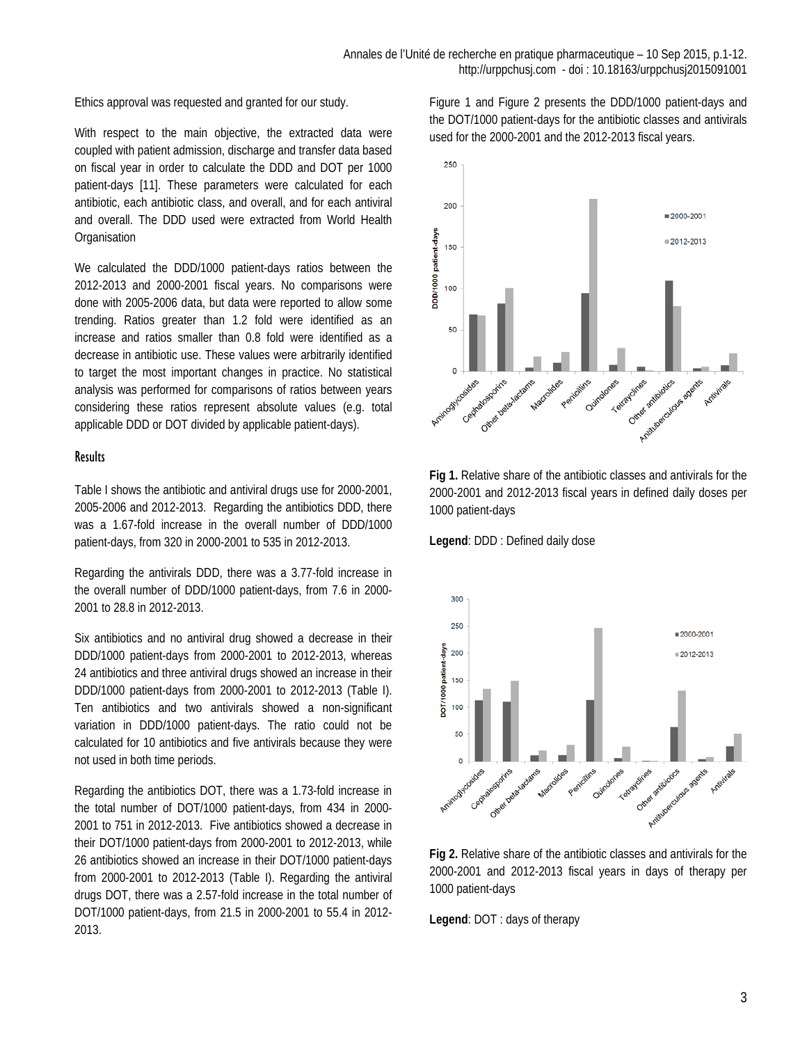Ethics approval was requested and granted for our study.

With respect to the main objective, the extracted data were coupled with patient admission, discharge and transfer data based on fiscal year in order to calculate the DDD and DOT per 1000 patient-days [11]. These parameters were calculated for each antibiotic, each antibiotic class, and overall, and for each antiviral and overall. The DDD used were extracted from World Health Organisation

We calculated the DDD/1000 patient-days ratios between the 2012-2013 and 2000-2001 fiscal years. No comparisons were done with 2005-2006 data, but data were reported to allow some trending. Ratios greater than 1.2 fold were identified as an increase and ratios smaller than 0.8 fold were identified as a decrease in antibiotic use. These values were arbitrarily identified to target the most important changes in practice. No statistical analysis was performed for comparisons of ratios between years considering these ratios represent absolute values (e.g. total applicable DDD or DOT divided by applicable patient-days).

## Results

Table I shows the antibiotic and antiviral drugs use for 2000-2001, 2005-2006 and 2012-2013. Regarding the antibiotics DDD, there was a 1.67-fold increase in the overall number of DDD/1000 patient-days, from 320 in 2000-2001 to 535 in 2012-2013.

Regarding the antivirals DDD, there was a 3.77-fold increase in the overall number of DDD/1000 patient-days, from 7.6 in 2000-2001 to 28.8 in 2012-2013.

Six antibiotics and no antiviral drug showed a decrease in their DDD/1000 patient-days from 2000-2001 to 2012-2013, whereas 24 antibiotics and three antiviral drugs showed an increase in their DDD/1000 patient-days from 2000-2001 to 2012-2013 (Table I). Ten antibiotics and two antivirals showed a non-significant variation in DDD/1000 patient-days. The ratio could not be calculated for 10 antibiotics and five antivirals because they were not used in both time periods.

Regarding the antibiotics DOT, there was a 1.73-fold increase in the total number of DOT/1000 patient-days, from 434 in 2000-2001 to 751 in 2012-2013. Five antibiotics showed a decrease in their DOT/1000 patient-days from 2000-2001 to 2012-2013, while 26 antibiotics showed an increase in their DOT/1000 patient-days from 2000-2001 to 2012-2013 (Table I). Regarding the antiviral drugs DOT, there was a 2.57-fold increase in the total number of DOT/1000 patient-days, from 21.5 in 2000-2001 to 55.4 in 2012-2013.

Figure 1 and Figure 2 presents the DDD/1000 patient-days and the DOT/1000 patient-days for the antibiotic classes and antivirals used for the 2000-2001 and the 2012-2013 fiscal years.

**Fig 1.** Relative share of the antibiotic classes and antivirals for the 2000-2001 and 2012-2013 fiscal years in defined daily doses per 1000 patient-days

**Legend**: DDD : Defined daily dose

**Fig 2.** Relative share of the antibiotic classes and antivirals for the 2000-2001 and 2012-2013 fiscal years in days of therapy per 1000 patient-days

**Legend**: DOT : days of therapy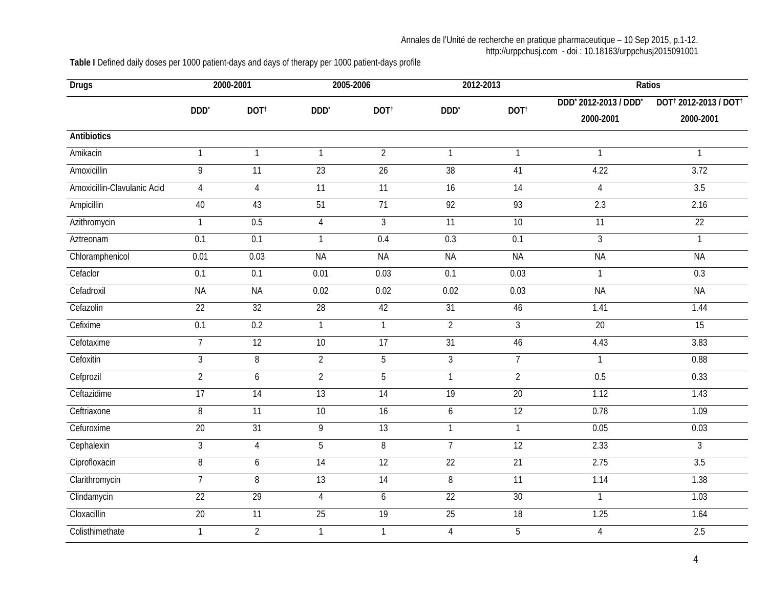**Table I** Defined daily doses per 1000 patient-days and days of therapy per 1000 patient-days profile

| Drugs | 2000-2001 | | 2005-2006 | | 2012-2013 | | Ratios | |
|---|---|---|---|---|---|---|---|---|
| | DDD* | DOT† | DDD* | DOT† | DDD* | DOT† | DDD* 2012-2013 / DDD* 2000-2001 | DOT† 2012-2013 / DOT† 2000-2001 |
| **Antibiotics** | | | | | | | | |
| Amikacin | 1 | 1 | 1 | 2 | 1 | 1 | 1 | 1 |
| Amoxicillin | 9 | 11 | 23 | 26 | 38 | 41 | 4.22 | 3.72 |
| Amoxicillin-Clavulanic Acid | 4 | 4 | 11 | 11 | 16 | 14 | 4 | 3.5 |
| Ampicillin | 40 | 43 | 51 | 71 | 92 | 93 | 2.3 | 2.16 |
| Azithromycin | 1 | 0.5 | 4 | 3 | 11 | 10 | 11 | 22 |
| Aztreonam | 0.1 | 0.1 | 1 | 0.4 | 0.3 | 0.1 | 3 | 1 |
| Chloramphenicol | 0.01 | 0.03 | NA | NA | NA | NA | NA | NA |
| Cefaclor | 0.1 | 0.1 | 0.01 | 0.03 | 0.1 | 0.03 | 1 | 0.3 |
| Cefadroxil | NA | NA | 0.02 | 0.02 | 0.02 | 0.03 | NA | NA |
| Cefazolin | 22 | 32 | 28 | 42 | 31 | 46 | 1.41 | 1.44 |
| Cefixime | 0.1 | 0.2 | 1 | 1 | 2 | 3 | 20 | 15 |
| Cefotaxime | 7 | 12 | 10 | 17 | 31 | 46 | 4.43 | 3.83 |
| Cefoxitin | 3 | 8 | 2 | 5 | 3 | 7 | 1 | 0.88 |
| Cefprozil | 2 | 6 | 2 | 5 | 1 | 2 | 0.5 | 0.33 |
| Ceftazidime | 17 | 14 | 13 | 14 | 19 | 20 | 1.12 | 1.43 |
| Ceftriaxone | 8 | 11 | 10 | 16 | 6 | 12 | 0.78 | 1.09 |
| Cefuroxime | 20 | 31 | 9 | 13 | 1 | 1 | 0.05 | 0.03 |
| Cephalexin | 3 | 4 | 5 | 8 | 7 | 12 | 2.33 | 3 |
| Ciprofloxacin | 8 | 6 | 14 | 12 | 22 | 21 | 2.75 | 3.5 |
| Clarithromycin | 7 | 8 | 13 | 14 | 8 | 11 | 1.14 | 1.38 |
| Clindamycin | 22 | 29 | 4 | 6 | 22 | 30 | 1 | 1.03 |
| Cloxacillin | 20 | 11 | 25 | 19 | 25 | 18 | 1.25 | 1.64 |
| Colisthimethate | 1 | 2 | 1 | 1 | 4 | 5 | 4 | 2.5 |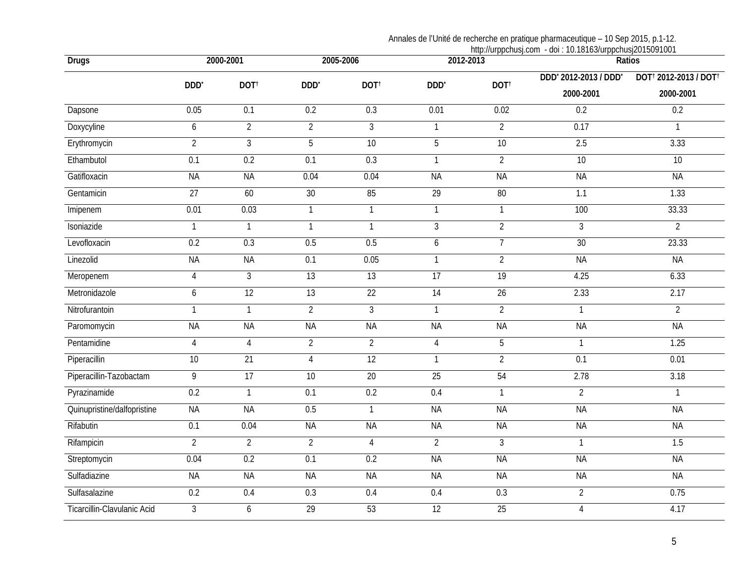| Drugs | 2000-2001 | | 2005-2006 | | 2012-2013 | | Ratios | |
|---|---|---|---|---|---|---|---|---|
| | DDD* | DOT† | DDD* | DOT† | DDD* | DOT† | DDD* 2012-2013 / DDD* 2000-2001 | DOT† 2012-2013 / DOT† 2000-2001 |
| Dapsone | 0.05 | 0.1 | 0.2 | 0.3 | 0.01 | 0.02 | 0.2 | 0.2 |
| Doxycyline | 6 | 2 | 2 | 3 | 1 | 2 | 0.17 | 1 |
| Erythromycin | 2 | 3 | 5 | 10 | 5 | 10 | 2.5 | 3.33 |
| Ethambutol | 0.1 | 0.2 | 0.1 | 0.3 | 1 | 2 | 10 | 10 |
| Gatifloxacin | NA | NA | 0.04 | 0.04 | NA | NA | NA | NA |
| Gentamicin | 27 | 60 | 30 | 85 | 29 | 80 | 1.1 | 1.33 |
| Imipenem | 0.01 | 0.03 | 1 | 1 | 1 | 1 | 100 | 33.33 |
| Isoniazide | 1 | 1 | 1 | 1 | 3 | 2 | 3 | 2 |
| Levofloxacin | 0.2 | 0.3 | 0.5 | 0.5 | 6 | 7 | 30 | 23.33 |
| Linezolid | NA | NA | 0.1 | 0.05 | 1 | 2 | NA | NA |
| Meropenem | 4 | 3 | 13 | 13 | 17 | 19 | 4.25 | 6.33 |
| Metronidazole | 6 | 12 | 13 | 22 | 14 | 26 | 2.33 | 2.17 |
| Nitrofurantoin | 1 | 1 | 2 | 3 | 1 | 2 | 1 | 2 |
| Paromomycin | NA | NA | NA | NA | NA | NA | NA | NA |
| Pentamidine | 4 | 4 | 2 | 2 | 4 | 5 | 1 | 1.25 |
| Piperacillin | 10 | 21 | 4 | 12 | 1 | 2 | 0.1 | 0.01 |
| Piperacillin-Tazobactam | 9 | 17 | 10 | 20 | 25 | 54 | 2.78 | 3.18 |
| Pyrazinamide | 0.2 | 1 | 0.1 | 0.2 | 0.4 | 1 | 2 | 1 |
| Quinupristine/dalfopristine | NA | NA | 0.5 | 1 | NA | NA | NA | NA |
| Rifabutin | 0.1 | 0.04 | NA | NA | NA | NA | NA | NA |
| Rifampicin | 2 | 2 | 2 | 4 | 2 | 3 | 1 | 1.5 |
| Streptomycin | 0.04 | 0.2 | 0.1 | 0.2 | NA | NA | NA | NA |
| Sulfadiazine | NA | NA | NA | NA | NA | NA | NA | NA |
| Sulfasalazine | 0.2 | 0.4 | 0.3 | 0.4 | 0.4 | 0.3 | 2 | 0.75 |
| Ticarcillin-Clavulanic Acid | 3 | 6 | 29 | 53 | 12 | 25 | 4 | 4.17 |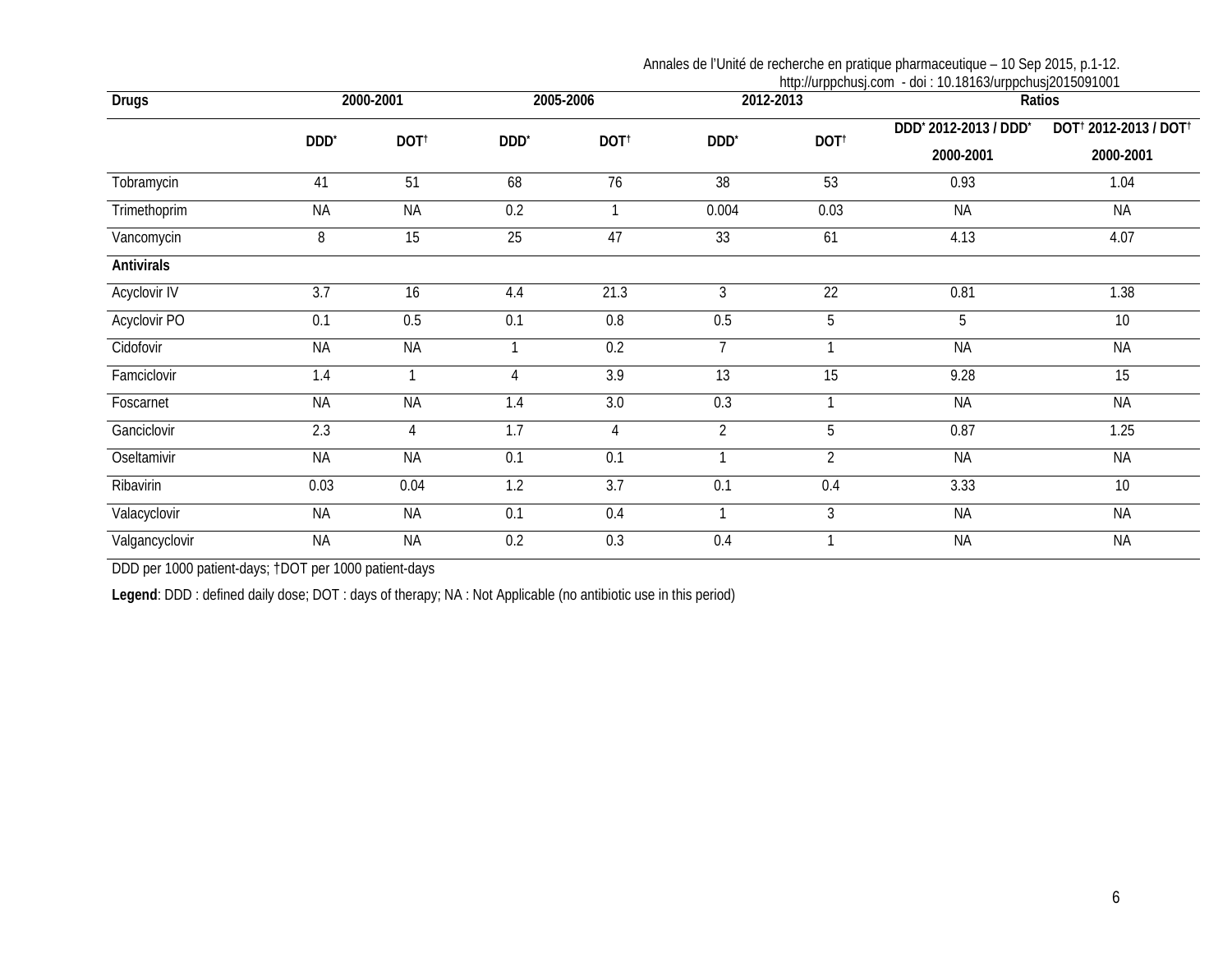| Drugs | 2000-2001 | | 2005-2006 | | 2012-2013 | | Ratios | |
|---|---|---|---|---|---|---|---|---|
| | DDD* | DOT† | DDD* | DOT† | DDD* | DOT† | DDD* 2012-2013 / DDD* 2000-2001 | DOT† 2012-2013 / DOT† 2000-2001 |
| Tobramycin | 41 | 51 | 68 | 76 | 38 | 53 | 0.93 | 1.04 |
| Trimethoprim | NA | NA | 0.2 | 1 | 0.004 | 0.03 | NA | NA |
| Vancomycin | 8 | 15 | 25 | 47 | 33 | 61 | 4.13 | 4.07 |
| **Antivirals** | | | | | | | | |
| Acyclovir IV | 3.7 | 16 | 4.4 | 21.3 | 3 | 22 | 0.81 | 1.38 |
| Acyclovir PO | 0.1 | 0.5 | 0.1 | 0.8 | 0.5 | 5 | 5 | 10 |
| Cidofovir | NA | NA | 1 | 0.2 | 7 | 1 | NA | NA |
| Famciclovir | 1.4 | 1 | 4 | 3.9 | 13 | 15 | 9.28 | 15 |
| Foscarnet | NA | NA | 1.4 | 3.0 | 0.3 | 1 | NA | NA |
| Ganciclovir | 2.3 | 4 | 1.7 | 4 | 2 | 5 | 0.87 | 1.25 |
| Oseltamivir | NA | NA | 0.1 | 0.1 | 1 | 2 | NA | NA |
| Ribavirin | 0.03 | 0.04 | 1.2 | 3.7 | 0.1 | 0.4 | 3.33 | 10 |
| Valacyclovir | NA | NA | 0.1 | 0.4 | 1 | 3 | NA | NA |
| Valgancyclovir | NA | NA | 0.2 | 0.3 | 0.4 | 1 | NA | NA |

DDD per 1000 patient-days; †DOT per 1000 patient-days

**Legend**: DDD : defined daily dose; DOT : days of therapy; NA : Not Applicable (no antibiotic use in this period)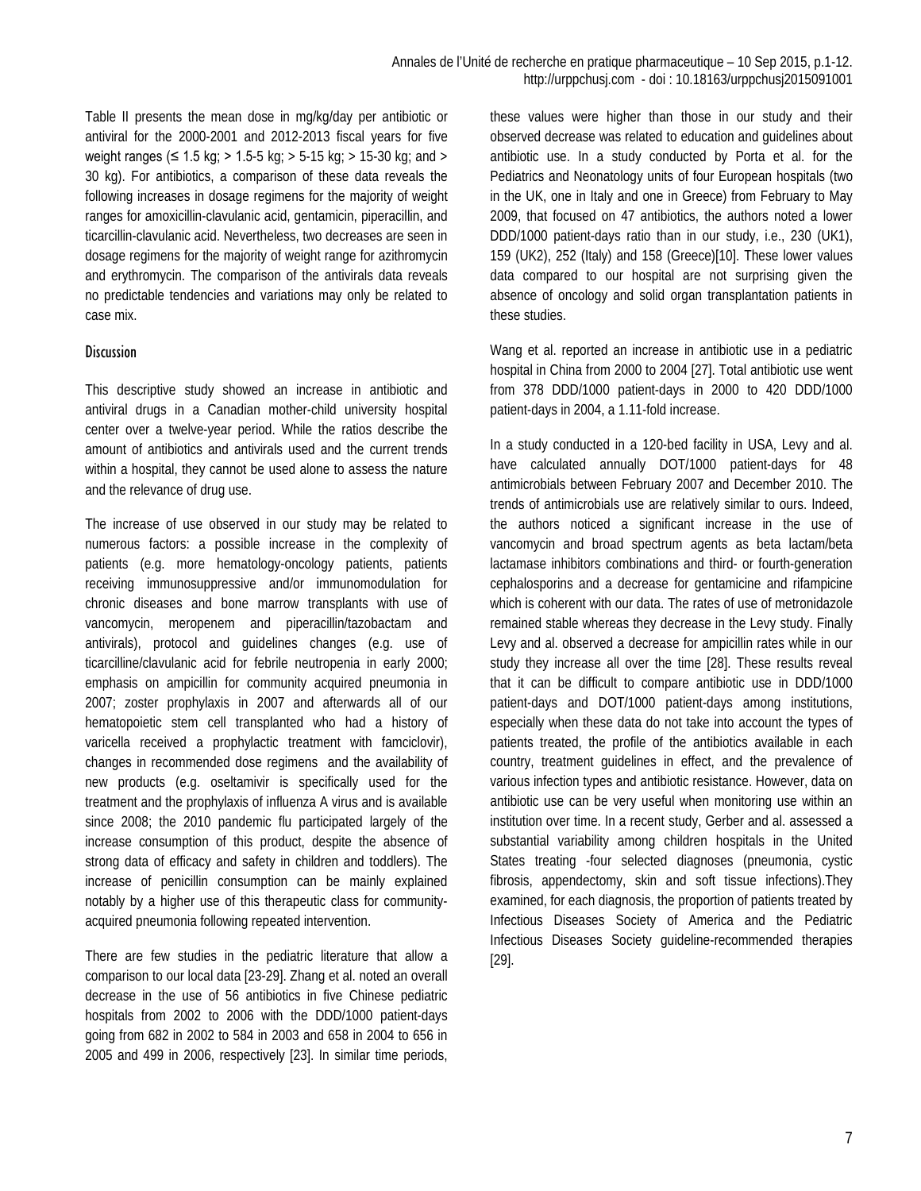Table II presents the mean dose in mg/kg/day per antibiotic or antiviral for the 2000-2001 and 2012-2013 fiscal years for five weight ranges (≤ 1.5 kg; > 1.5-5 kg; > 5-15 kg; > 15-30 kg; and > 30 kg). For antibiotics, a comparison of these data reveals the following increases in dosage regimens for the majority of weight ranges for amoxicillin-clavulanic acid, gentamicin, piperacillin, and ticarcillin-clavulanic acid. Nevertheless, two decreases are seen in dosage regimens for the majority of weight range for azithromycin and erythromycin. The comparison of the antivirals data reveals no predictable tendencies and variations may only be related to case mix.

## Discussion

This descriptive study showed an increase in antibiotic and antiviral drugs in a Canadian mother-child university hospital center over a twelve-year period. While the ratios describe the amount of antibiotics and antivirals used and the current trends within a hospital, they cannot be used alone to assess the nature and the relevance of drug use.

The increase of use observed in our study may be related to numerous factors: a possible increase in the complexity of patients (e.g. more hematology-oncology patients, patients receiving immunosuppressive and/or immunomodulation for chronic diseases and bone marrow transplants with use of vancomycin, meropenem and piperacillin/tazobactam and antivirals), protocol and guidelines changes (e.g. use of ticarcilline/clavulanic acid for febrile neutropenia in early 2000; emphasis on ampicillin for community acquired pneumonia in 2007; zoster prophylaxis in 2007 and afterwards all of our hematopoietic stem cell transplanted who had a history of varicella received a prophylactic treatment with famciclovir), changes in recommended dose regimens and the availability of new products (e.g. oseltamivir is specifically used for the treatment and the prophylaxis of influenza A virus and is available since 2008; the 2010 pandemic flu participated largely of the increase consumption of this product, despite the absence of strong data of efficacy and safety in children and toddlers). The increase of penicillin consumption can be mainly explained notably by a higher use of this therapeutic class for community-acquired pneumonia following repeated intervention.

There are few studies in the pediatric literature that allow a comparison to our local data [23-29]. Zhang et al. noted an overall decrease in the use of 56 antibiotics in five Chinese pediatric hospitals from 2002 to 2006 with the DDD/1000 patient-days going from 682 in 2002 to 584 in 2003 and 658 in 2004 to 656 in 2005 and 499 in 2006, respectively [23]. In similar time periods, these values were higher than those in our study and their observed decrease was related to education and guidelines about antibiotic use. In a study conducted by Porta et al. for the Pediatrics and Neonatology units of four European hospitals (two in the UK, one in Italy and one in Greece) from February to May 2009, that focused on 47 antibiotics, the authors noted a lower DDD/1000 patient-days ratio than in our study, i.e., 230 (UK1), 159 (UK2), 252 (Italy) and 158 (Greece)[10]. These lower values data compared to our hospital are not surprising given the absence of oncology and solid organ transplantation patients in these studies.

Wang et al. reported an increase in antibiotic use in a pediatric hospital in China from 2000 to 2004 [27]. Total antibiotic use went from 378 DDD/1000 patient-days in 2000 to 420 DDD/1000 patient-days in 2004, a 1.11-fold increase.

In a study conducted in a 120-bed facility in USA, Levy and al. have calculated annually DOT/1000 patient-days for 48 antimicrobials between February 2007 and December 2010. The trends of antimicrobials use are relatively similar to ours. Indeed, the authors noticed a significant increase in the use of vancomycin and broad spectrum agents as beta lactam/beta lactamase inhibitors combinations and third- or fourth-generation cephalosporins and a decrease for gentamicine and rifampicine which is coherent with our data. The rates of use of metronidazole remained stable whereas they decrease in the Levy study. Finally Levy and al. observed a decrease for ampicillin rates while in our study they increase all over the time [28]. These results reveal that it can be difficult to compare antibiotic use in DDD/1000 patient-days and DOT/1000 patient-days among institutions, especially when these data do not take into account the types of patients treated, the profile of the antibiotics available in each country, treatment guidelines in effect, and the prevalence of various infection types and antibiotic resistance. However, data on antibiotic use can be very useful when monitoring use within an institution over time. In a recent study, Gerber and al. assessed a substantial variability among children hospitals in the United States treating -four selected diagnoses (pneumonia, cystic fibrosis, appendectomy, skin and soft tissue infections).They examined, for each diagnosis, the proportion of patients treated by Infectious Diseases Society of America and the Pediatric Infectious Diseases Society guideline-recommended therapies [29].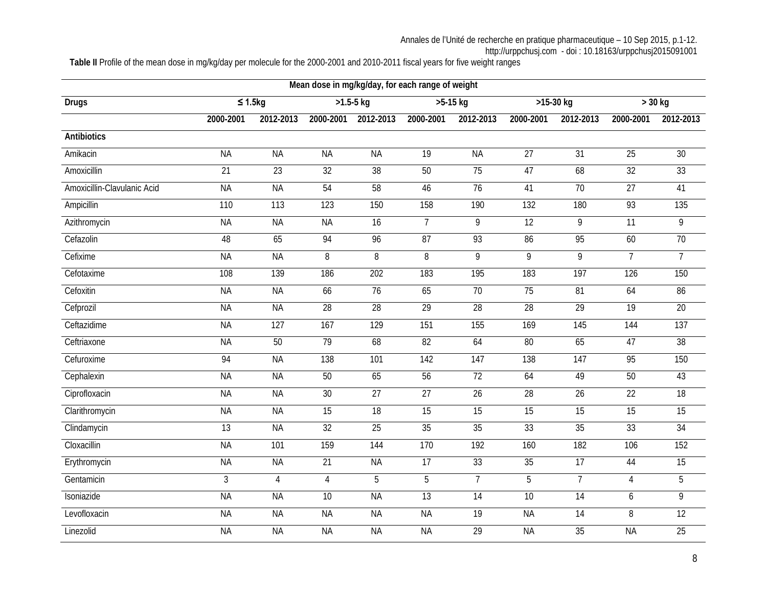**Table II** Profile of the mean dose in mg/kg/day per molecule for the 2000-2001 and 2010-2011 fiscal years for five weight ranges

| Mean dose in mg/kg/day, for each range of weight | | | | | | | | | | |
|---|---|---|---|---|---|---|---|---|---|---|
| Drugs | ≤ 1.5kg | | >1.5-5 kg | | >5-15 kg | | >15-30 kg | | > 30 kg | |
| | 2000-2001 | 2012-2013 | 2000-2001 | 2012-2013 | 2000-2001 | 2012-2013 | 2000-2001 | 2012-2013 | 2000-2001 | 2012-2013 |
| **Antibiotics** | | | | | | | | | | |
| Amikacin | NA | NA | NA | NA | 19 | NA | 27 | 31 | 25 | 30 |
| Amoxicillin | 21 | 23 | 32 | 38 | 50 | 75 | 47 | 68 | 32 | 33 |
| Amoxicillin-Clavulanic Acid | NA | NA | 54 | 58 | 46 | 76 | 41 | 70 | 27 | 41 |
| Ampicillin | 110 | 113 | 123 | 150 | 158 | 190 | 132 | 180 | 93 | 135 |
| Azithromycin | NA | NA | NA | 16 | 7 | 9 | 12 | 9 | 11 | 9 |
| Cefazolin | 48 | 65 | 94 | 96 | 87 | 93 | 86 | 95 | 60 | 70 |
| Cefixime | NA | NA | 8 | 8 | 8 | 9 | 9 | 9 | 7 | 7 |
| Cefotaxime | 108 | 139 | 186 | 202 | 183 | 195 | 183 | 197 | 126 | 150 |
| Cefoxitin | NA | NA | 66 | 76 | 65 | 70 | 75 | 81 | 64 | 86 |
| Cefprozil | NA | NA | 28 | 28 | 29 | 28 | 28 | 29 | 19 | 20 |
| Ceftazidime | NA | 127 | 167 | 129 | 151 | 155 | 169 | 145 | 144 | 137 |
| Ceftriaxone | NA | 50 | 79 | 68 | 82 | 64 | 80 | 65 | 47 | 38 |
| Cefuroxime | 94 | NA | 138 | 101 | 142 | 147 | 138 | 147 | 95 | 150 |
| Cephalexin | NA | NA | 50 | 65 | 56 | 72 | 64 | 49 | 50 | 43 |
| Ciprofloxacin | NA | NA | 30 | 27 | 27 | 26 | 28 | 26 | 22 | 18 |
| Clarithromycin | NA | NA | 15 | 18 | 15 | 15 | 15 | 15 | 15 | 15 |
| Clindamycin | 13 | NA | 32 | 25 | 35 | 35 | 33 | 35 | 33 | 34 |
| Cloxacillin | NA | 101 | 159 | 144 | 170 | 192 | 160 | 182 | 106 | 152 |
| Erythromycin | NA | NA | 21 | NA | 17 | 33 | 35 | 17 | 44 | 15 |
| Gentamicin | 3 | 4 | 4 | 5 | 5 | 7 | 5 | 7 | 4 | 5 |
| Isoniazide | NA | NA | 10 | NA | 13 | 14 | 10 | 14 | 6 | 9 |
| Levofloxacin | NA | NA | NA | NA | NA | 19 | NA | 14 | 8 | 12 |
| Linezolid | NA | NA | NA | NA | NA | 29 | NA | 35 | NA | 25 |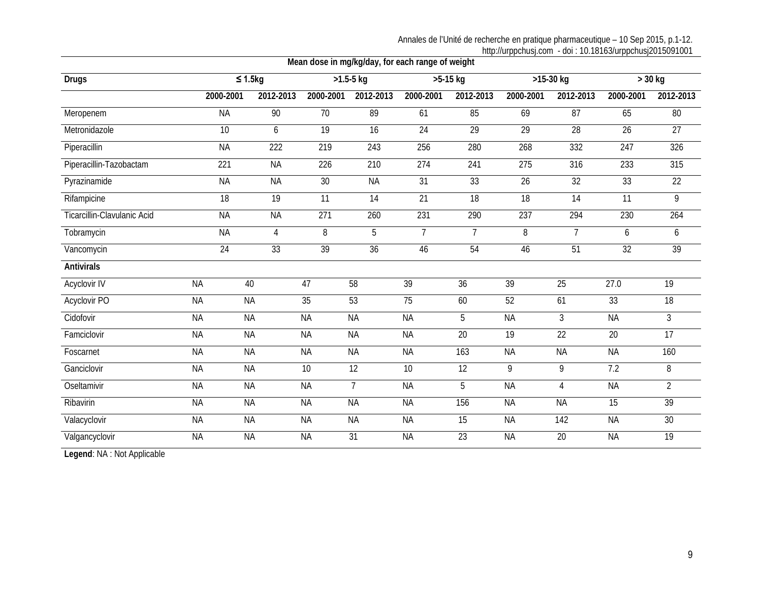| Drugs | ≤ 1.5kg | | >1.5-5 kg | | >5-15 kg | | >15-30 kg | | > 30 kg | |
|---|---|---|---|---|---|---|---|---|---|---|
| | **Mean dose in mg/kg/day, for each range of weight** | | | | | | | | | |
| | 2000-2001 | 2012-2013 | 2000-2001 | 2012-2013 | 2000-2001 | 2012-2013 | 2000-2001 | 2012-2013 | 2000-2001 | 2012-2013 |
| Meropenem | NA | 90 | 70 | 89 | 61 | 85 | 69 | 87 | 65 | 80 |
| Metronidazole | 10 | 6 | 19 | 16 | 24 | 29 | 29 | 28 | 26 | 27 |
| Piperacillin | NA | 222 | 219 | 243 | 256 | 280 | 268 | 332 | 247 | 326 |
| Piperacillin-Tazobactam | 221 | NA | 226 | 210 | 274 | 241 | 275 | 316 | 233 | 315 |
| Pyrazinamide | NA | NA | 30 | NA | 31 | 33 | 26 | 32 | 33 | 22 |
| Rifampicine | 18 | 19 | 11 | 14 | 21 | 18 | 18 | 14 | 11 | 9 |
| Ticarcillin-Clavulanic Acid | NA | NA | 271 | 260 | 231 | 290 | 237 | 294 | 230 | 264 |
| Tobramycin | NA | 4 | 8 | 5 | 7 | 7 | 8 | 7 | 6 | 6 |
| Vancomycin | 24 | 33 | 39 | 36 | 46 | 54 | 46 | 51 | 32 | 39 |
| **Antivirals** | | | | | | | | | | |
| Acyclovir IV | NA | 40 | 47 | 58 | 39 | 36 | 39 | 25 | 27.0 | 19 |
| Acyclovir PO | NA | NA | 35 | 53 | 75 | 60 | 52 | 61 | 33 | 18 |
| Cidofovir | NA | NA | NA | NA | NA | 5 | NA | 3 | NA | 3 |
| Famciclovir | NA | NA | NA | NA | NA | 20 | 19 | 22 | 20 | 17 |
| Foscarnet | NA | NA | NA | NA | NA | 163 | NA | NA | NA | 160 |
| Ganciclovir | NA | NA | 10 | 12 | 10 | 12 | 9 | 9 | 7.2 | 8 |
| Oseltamivir | NA | NA | NA | 7 | NA | 5 | NA | 4 | NA | 2 |
| Ribavirin | NA | NA | NA | NA | NA | 156 | NA | NA | 15 | 39 |
| Valacyclovir | NA | NA | NA | NA | NA | 15 | NA | 142 | NA | 30 |
| Valgancyclovir | NA | NA | NA | 31 | NA | 23 | NA | 20 | NA | 19 |

**Legend**: NA : Not Applicable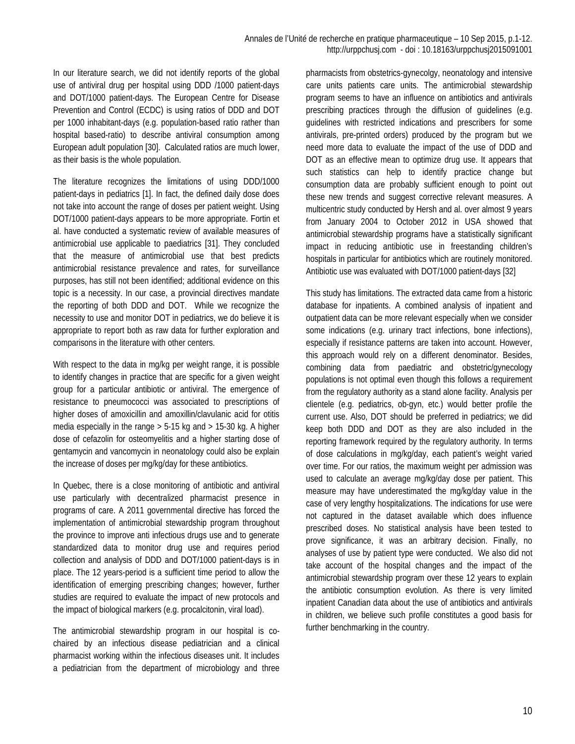In our literature search, we did not identify reports of the global use of antiviral drug per hospital using DDD /1000 patient-days and DOT/1000 patient-days. The European Centre for Disease Prevention and Control (ECDC) is using ratios of DDD and DOT per 1000 inhabitant-days (e.g. population-based ratio rather than hospital based-ratio) to describe antiviral consumption among European adult population [30]. Calculated ratios are much lower, as their basis is the whole population.

The literature recognizes the limitations of using DDD/1000 patient-days in pediatrics [1]. In fact, the defined daily dose does not take into account the range of doses per patient weight. Using DOT/1000 patient-days appears to be more appropriate. Fortin et al. have conducted a systematic review of available measures of antimicrobial use applicable to paediatrics [31]. They concluded that the measure of antimicrobial use that best predicts antimicrobial resistance prevalence and rates, for surveillance purposes, has still not been identified; additional evidence on this topic is a necessity. In our case, a provincial directives mandate the reporting of both DDD and DOT. While we recognize the necessity to use and monitor DOT in pediatrics, we do believe it is appropriate to report both as raw data for further exploration and comparisons in the literature with other centers.

With respect to the data in mg/kg per weight range, it is possible to identify changes in practice that are specific for a given weight group for a particular antibiotic or antiviral. The emergence of resistance to pneumococci was associated to prescriptions of higher doses of amoxicillin and amoxillin/clavulanic acid for otitis media especially in the range > 5-15 kg and > 15-30 kg. A higher dose of cefazolin for osteomyelitis and a higher starting dose of gentamycin and vancomycin in neonatology could also be explain the increase of doses per mg/kg/day for these antibiotics.

In Quebec, there is a close monitoring of antibiotic and antiviral use particularly with decentralized pharmacist presence in programs of care. A 2011 governmental directive has forced the implementation of antimicrobial stewardship program throughout the province to improve anti infectious drugs use and to generate standardized data to monitor drug use and requires period collection and analysis of DDD and DOT/1000 patient-days is in place. The 12 years-period is a sufficient time period to allow the identification of emerging prescribing changes; however, further studies are required to evaluate the impact of new protocols and the impact of biological markers (e.g. procalcitonin, viral load).

The antimicrobial stewardship program in our hospital is co-chaired by an infectious disease pediatrician and a clinical pharmacist working within the infectious diseases unit. It includes a pediatrician from the department of microbiology and three pharmacists from obstetrics-gynecolgy, neonatology and intensive care units patients care units. The antimicrobial stewardship program seems to have an influence on antibiotics and antivirals prescribing practices through the diffusion of guidelines (e.g. guidelines with restricted indications and prescribers for some antivirals, pre-printed orders) produced by the program but we need more data to evaluate the impact of the use of DDD and DOT as an effective mean to optimize drug use. It appears that such statistics can help to identify practice change but consumption data are probably sufficient enough to point out these new trends and suggest corrective relevant measures. A multicentric study conducted by Hersh and al. over almost 9 years from January 2004 to October 2012 in USA showed that antimicrobial stewardship programs have a statistically significant impact in reducing antibiotic use in freestanding children's hospitals in particular for antibiotics which are routinely monitored. Antibiotic use was evaluated with DOT/1000 patient-days [32]

This study has limitations. The extracted data came from a historic database for inpatients. A combined analysis of inpatient and outpatient data can be more relevant especially when we consider some indications (e.g. urinary tract infections, bone infections), especially if resistance patterns are taken into account. However, this approach would rely on a different denominator. Besides, combining data from paediatric and obstetric/gynecology populations is not optimal even though this follows a requirement from the regulatory authority as a stand alone facility. Analysis per clientele (e.g. pediatrics, ob-gyn, etc.) would better profile the current use. Also, DOT should be preferred in pediatrics; we did keep both DDD and DOT as they are also included in the reporting framework required by the regulatory authority. In terms of dose calculations in mg/kg/day, each patient's weight varied over time. For our ratios, the maximum weight per admission was used to calculate an average mg/kg/day dose per patient. This measure may have underestimated the mg/kg/day value in the case of very lengthy hospitalizations. The indications for use were not captured in the dataset available which does influence prescribed doses. No statistical analysis have been tested to prove significance, it was an arbitrary decision. Finally, no analyses of use by patient type were conducted. We also did not take account of the hospital changes and the impact of the antimicrobial stewardship program over these 12 years to explain the antibiotic consumption evolution. As there is very limited inpatient Canadian data about the use of antibiotics and antivirals in children, we believe such profile constitutes a good basis for further benchmarking in the country.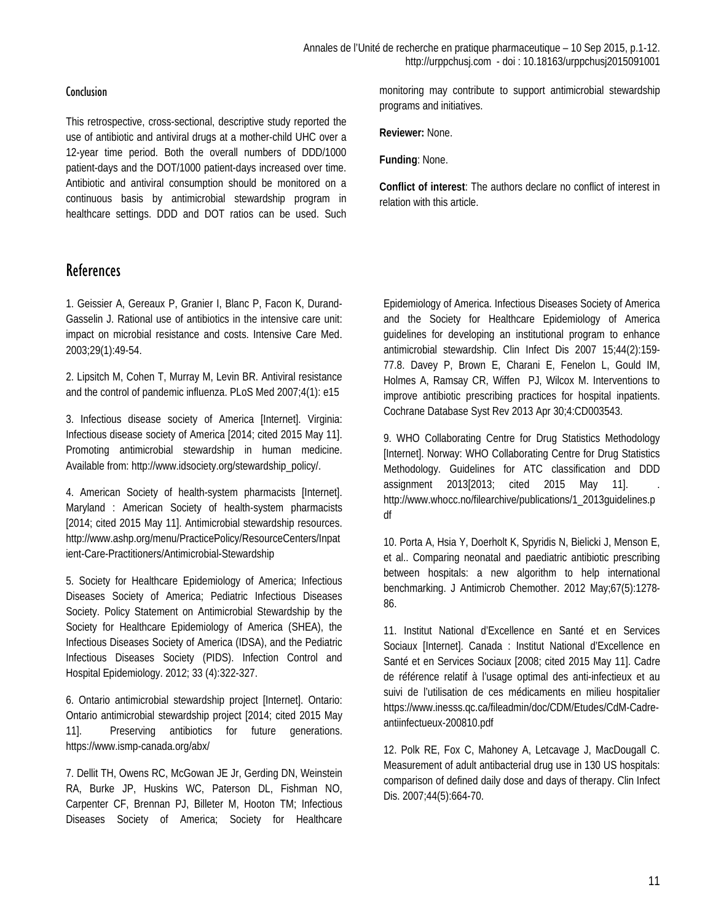## Conclusion

This retrospective, cross-sectional, descriptive study reported the use of antibiotic and antiviral drugs at a mother-child UHC over a 12-year time period. Both the overall numbers of DDD/1000 patient-days and the DOT/1000 patient-days increased over time. Antibiotic and antiviral consumption should be monitored on a continuous basis by antimicrobial stewardship program in healthcare settings. DDD and DOT ratios can be used. Such monitoring may contribute to support antimicrobial stewardship programs and initiatives.

**Reviewer:** None.

**Funding**: None.

**Conflict of interest**: The authors declare no conflict of interest in relation with this article.

## References

1. Geissier A, Gereaux P, Granier I, Blanc P, Facon K, Durand-Gasselin J. Rational use of antibiotics in the intensive care unit: impact on microbial resistance and costs. Intensive Care Med. 2003;29(1):49-54.

2. Lipsitch M, Cohen T, Murray M, Levin BR. Antiviral resistance and the control of pandemic influenza. PLoS Med 2007;4(1): e15

3. Infectious disease society of America [Internet]. Virginia: Infectious disease society of America [2014; cited 2015 May 11]. Promoting antimicrobial stewardship in human medicine. Available from: http://www.idsociety.org/stewardship_policy/.

4. American Society of health-system pharmacists [Internet]. Maryland : American Society of health-system pharmacists [2014; cited 2015 May 11]. Antimicrobial stewardship resources. http://www.ashp.org/menu/PracticePolicy/ResourceCenters/Inpatient-Care-Practitioners/Antimicrobial-Stewardship

5. Society for Healthcare Epidemiology of America; Infectious Diseases Society of America; Pediatric Infectious Diseases Society. Policy Statement on Antimicrobial Stewardship by the Society for Healthcare Epidemiology of America (SHEA), the Infectious Diseases Society of America (IDSA), and the Pediatric Infectious Diseases Society (PIDS). Infection Control and Hospital Epidemiology. 2012; 33 (4):322-327.

6. Ontario antimicrobial stewardship project [Internet]. Ontario: Ontario antimicrobial stewardship project [2014; cited 2015 May 11]. Preserving antibiotics for future generations. https://www.ismp-canada.org/abx/

7. Dellit TH, Owens RC, McGowan JE Jr, Gerding DN, Weinstein RA, Burke JP, Huskins WC, Paterson DL, Fishman NO, Carpenter CF, Brennan PJ, Billeter M, Hooton TM; Infectious Diseases Society of America; Society for Healthcare Epidemiology of America. Infectious Diseases Society of America and the Society for Healthcare Epidemiology of America guidelines for developing an institutional program to enhance antimicrobial stewardship. Clin Infect Dis 2007 15;44(2):159-77.8. Davey P, Brown E, Charani E, Fenelon L, Gould IM, Holmes A, Ramsay CR, Wiffen PJ, Wilcox M. Interventions to improve antibiotic prescribing practices for hospital inpatients. Cochrane Database Syst Rev 2013 Apr 30;4:CD003543.

9. WHO Collaborating Centre for Drug Statistics Methodology [Internet]. Norway: WHO Collaborating Centre for Drug Statistics Methodology. Guidelines for ATC classification and DDD assignment 2013[2013; cited 2015 May 11]. . http://www.whocc.no/filearchive/publications/1_2013guidelines.pdf

10. Porta A, Hsia Y, Doerholt K, Spyridis N, Bielicki J, Menson E, et al.. Comparing neonatal and paediatric antibiotic prescribing between hospitals: a new algorithm to help international benchmarking. J Antimicrob Chemother. 2012 May;67(5):1278-86.

11. Institut National d'Excellence en Santé et en Services Sociaux [Internet]. Canada : Institut National d'Excellence en Santé et en Services Sociaux [2008; cited 2015 May 11]. Cadre de référence relatif à l'usage optimal des anti-infectieux et au suivi de l'utilisation de ces médicaments en milieu hospitalier https://www.inesss.qc.ca/fileadmin/doc/CDM/Etudes/CdM-Cadre-antiinfectueux-200810.pdf

12. Polk RE, Fox C, Mahoney A, Letcavage J, MacDougall C. Measurement of adult antibacterial drug use in 130 US hospitals: comparison of defined daily dose and days of therapy. Clin Infect Dis. 2007;44(5):664-70.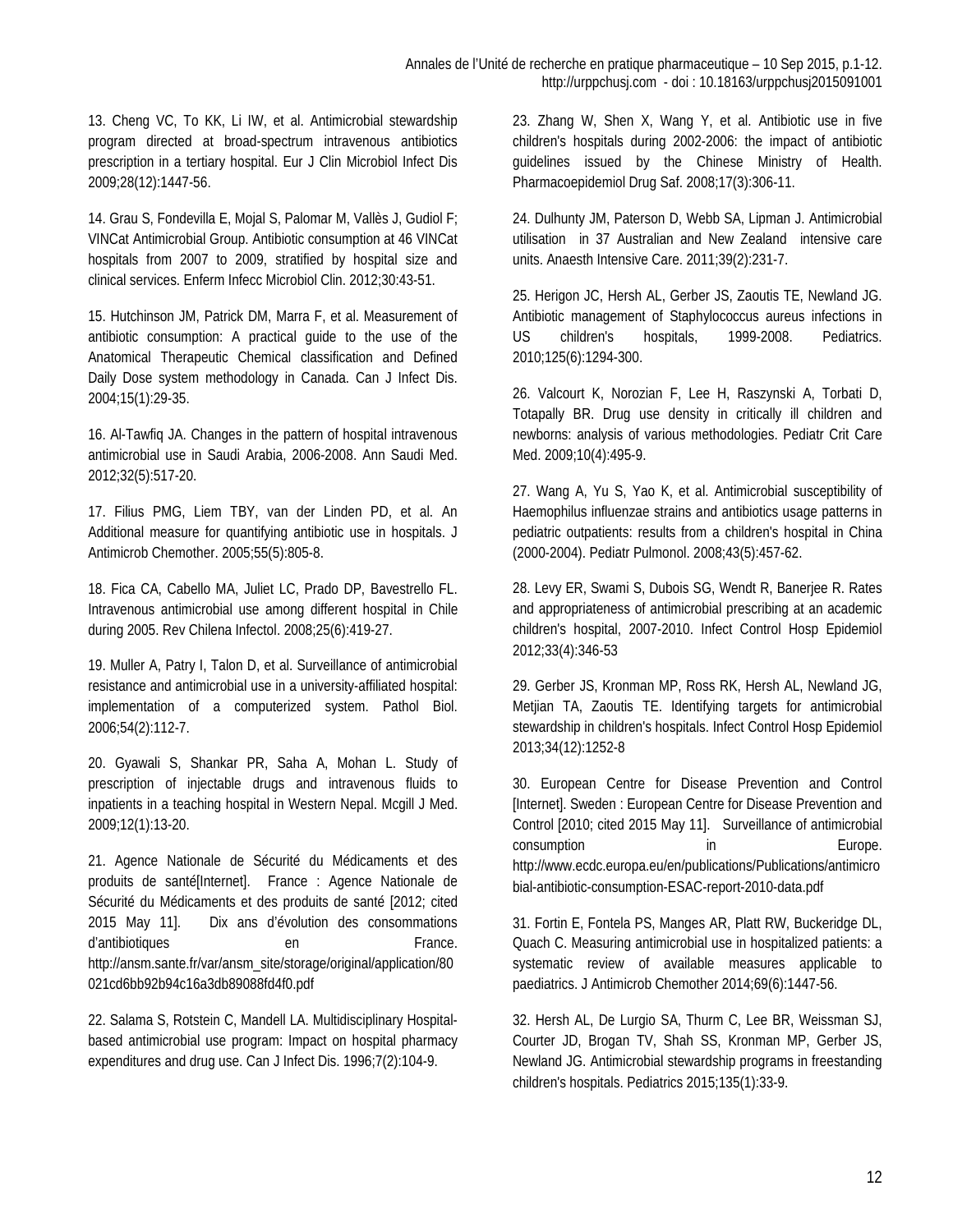13. Cheng VC, To KK, Li IW, et al. Antimicrobial stewardship program directed at broad-spectrum intravenous antibiotics prescription in a tertiary hospital. Eur J Clin Microbiol Infect Dis 2009;28(12):1447-56.

14. Grau S, Fondevilla E, Mojal S, Palomar M, Vallès J, Gudiol F; VINCat Antimicrobial Group. Antibiotic consumption at 46 VINCat hospitals from 2007 to 2009, stratified by hospital size and clinical services. Enferm Infecc Microbiol Clin. 2012;30:43-51.

15. Hutchinson JM, Patrick DM, Marra F, et al. Measurement of antibiotic consumption: A practical guide to the use of the Anatomical Therapeutic Chemical classification and Defined Daily Dose system methodology in Canada. Can J Infect Dis. 2004;15(1):29-35.

16. Al-Tawfiq JA. Changes in the pattern of hospital intravenous antimicrobial use in Saudi Arabia, 2006-2008. Ann Saudi Med. 2012;32(5):517-20.

17. Filius PMG, Liem TBY, van der Linden PD, et al. An Additional measure for quantifying antibiotic use in hospitals. J Antimicrob Chemother. 2005;55(5):805-8.

18. Fica CA, Cabello MA, Juliet LC, Prado DP, Bavestrello FL. Intravenous antimicrobial use among different hospital in Chile during 2005. Rev Chilena Infectol. 2008;25(6):419-27.

19. Muller A, Patry I, Talon D, et al. Surveillance of antimicrobial resistance and antimicrobial use in a university-affiliated hospital: implementation of a computerized system. Pathol Biol. 2006;54(2):112-7.

20. Gyawali S, Shankar PR, Saha A, Mohan L. Study of prescription of injectable drugs and intravenous fluids to inpatients in a teaching hospital in Western Nepal. Mcgill J Med. 2009;12(1):13-20.

21. Agence Nationale de Sécurité du Médicaments et des produits de santé[Internet]. France : Agence Nationale de Sécurité du Médicaments et des produits de santé [2012; cited 2015 May 11]. Dix ans d'évolution des consommations d'antibiotiques en France. http://ansm.sante.fr/var/ansm_site/storage/original/application/80021cd6bb92b94c16a3db89088fd4f0.pdf

22. Salama S, Rotstein C, Mandell LA. Multidisciplinary Hospital-based antimicrobial use program: Impact on hospital pharmacy expenditures and drug use. Can J Infect Dis. 1996;7(2):104-9.

23. Zhang W, Shen X, Wang Y, et al. Antibiotic use in five children's hospitals during 2002-2006: the impact of antibiotic guidelines issued by the Chinese Ministry of Health. Pharmacoepidemiol Drug Saf. 2008;17(3):306-11.

24. Dulhunty JM, Paterson D, Webb SA, Lipman J. Antimicrobial utilisation in 37 Australian and New Zealand intensive care units. Anaesth Intensive Care. 2011;39(2):231-7.

25. Herigon JC, Hersh AL, Gerber JS, Zaoutis TE, Newland JG. Antibiotic management of Staphylococcus aureus infections in US children's hospitals, 1999-2008. Pediatrics. 2010;125(6):1294-300.

26. Valcourt K, Norozian F, Lee H, Raszynski A, Torbati D, Totapally BR. Drug use density in critically ill children and newborns: analysis of various methodologies. Pediatr Crit Care Med. 2009;10(4):495-9.

27. Wang A, Yu S, Yao K, et al. Antimicrobial susceptibility of Haemophilus influenzae strains and antibiotics usage patterns in pediatric outpatients: results from a children's hospital in China (2000-2004). Pediatr Pulmonol. 2008;43(5):457-62.

28. Levy ER, Swami S, Dubois SG, Wendt R, Banerjee R. Rates and appropriateness of antimicrobial prescribing at an academic children's hospital, 2007-2010. Infect Control Hosp Epidemiol 2012;33(4):346-53

29. Gerber JS, Kronman MP, Ross RK, Hersh AL, Newland JG, Metjian TA, Zaoutis TE. Identifying targets for antimicrobial stewardship in children's hospitals. Infect Control Hosp Epidemiol 2013;34(12):1252-8

30. European Centre for Disease Prevention and Control [Internet]. Sweden : European Centre for Disease Prevention and Control [2010; cited 2015 May 11]. Surveillance of antimicrobial consumption in Europe. http://www.ecdc.europa.eu/en/publications/Publications/antimicrobial-antibiotic-consumption-ESAC-report-2010-data.pdf

31. Fortin E, Fontela PS, Manges AR, Platt RW, Buckeridge DL, Quach C. Measuring antimicrobial use in hospitalized patients: a systematic review of available measures applicable to paediatrics. J Antimicrob Chemother 2014;69(6):1447-56.

32. Hersh AL, De Lurgio SA, Thurm C, Lee BR, Weissman SJ, Courter JD, Brogan TV, Shah SS, Kronman MP, Gerber JS, Newland JG. Antimicrobial stewardship programs in freestanding children's hospitals. Pediatrics 2015;135(1):33-9.